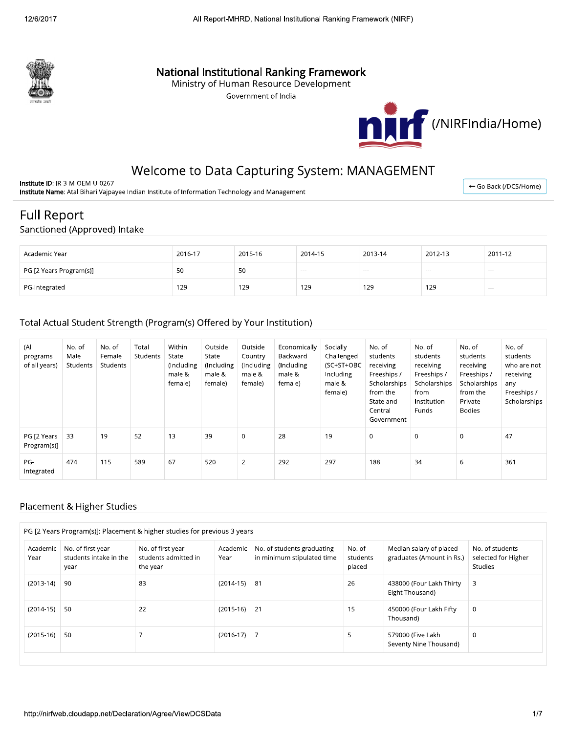# National Institutional Ranking Framework

Ministry of Human Resource Development

Government of India

(/NIRFIndia/Home)

## Welcome to Data Capturing System: MANAGEMENT

**Institute ID**: IR-3-M-OEM-U-0267

**Institute Name**: Atal Bihari Vajpayee Indian Institute of Information Technology and Management

Go Back (/DCS/Home)

# Full Report

## Sanctioned (Approved) Intake

| Academic Year | 2016-17 | 2015-16 | 2014-15 | 2013-14 | 2012-13 | 2011-12 |
|---|---|---|---|---|---|---|
| PG [2 Years Program(s)] | 50 | 50 | --- | --- | --- | --- |
| PG-Integrated | 129 | 129 | 129 | 129 | 129 | --- |

## Total Actual Student Strength (Program(s) Offered by Your Institution)

| (All programs of all years) | No. of Male Students | No. of Female Students | Total Students | Within State (Including male & female) | Outside State (Including male & female) | Outside Country (Including male & female) | Economically Backward (Including male & female) | Socially Challenged (SC+ST+OBC Including male & female) | No. of students receiving Freeships / Scholarships from the State and Central Government | No. of students receiving Freeships / Scholarships from Institution Funds | No. of students receiving Freeships / Scholarships from the Private Bodies | No. of students who are not receiving any Freeships / Scholarships |
|---|---|---|---|---|---|---|---|---|---|---|---|---|
| PG [2 Years Program(s)] | 33 | 19 | 52 | 13 | 39 | 0 | 28 | 19 | 0 | 0 | 0 | 47 |
| PG-Integrated | 474 | 115 | 589 | 67 | 520 | 2 | 292 | 297 | 188 | 34 | 6 | 361 |

## Placement & Higher Studies

PG [2 Years Program(s)]: Placement & higher studies for previous 3 years

| Academic Year | No. of first year students intake in the year | No. of first year students admitted in the year | Academic Year | No. of students graduating in minimum stipulated time | No. of students placed | Median salary of placed graduates (Amount in Rs.) | No. of students selected for Higher Studies |
|---|---|---|---|---|---|---|---|
| (2013-14) | 90 | 83 | (2014-15) | 81 | 26 | 438000 (Four Lakh Thirty Eight Thousand) | 3 |
| (2014-15) | 50 | 22 | (2015-16) | 21 | 15 | 450000 (Four Lakh Fifty Thousand) | 0 |
| (2015-16) | 50 | 7 | (2016-17) | 7 | 5 | 579000 (Five Lakh Seventy Nine Thousand) | 0 |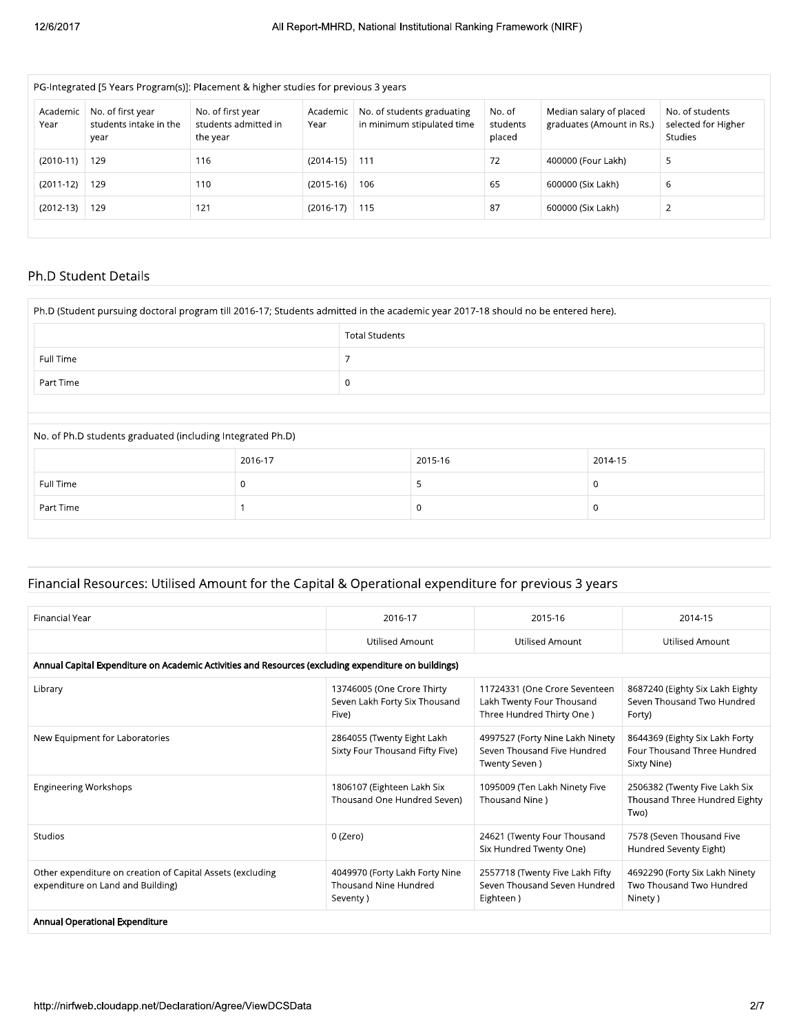| PG-Integrated [5 Years Program(s)]: Placement & higher studies for previous 3 years | | | | | | | |
|---|---|---|---|---|---|---|---|
| Academic Year | No. of first year students intake in the year | No. of first year students admitted in the year | Academic Year | No. of students graduating in minimum stipulated time | No. of students placed | Median salary of placed graduates (Amount in Rs.) | No. of students selected for Higher Studies |
| (2010-11) | 129 | 116 | (2014-15) | 111 | 72 | 400000 (Four Lakh) | 5 |
| (2011-12) | 129 | 110 | (2015-16) | 106 | 65 | 600000 (Six Lakh) | 6 |
| (2012-13) | 129 | 121 | (2016-17) | 115 | 87 | 600000 (Six Lakh) | 2 |

## Ph.D Student Details

Ph.D (Student pursuing doctoral program till 2016-17; Students admitted in the academic year 2017-18 should no be entered here).

| | Total Students |
|---|---|
| Full Time | 7 |
| Part Time | 0 |

No. of Ph.D students graduated (including Integrated Ph.D)

| | 2016-17 | 2015-16 | 2014-15 |
|---|---|---|---|
| Full Time | 0 | 5 | 0 |
| Part Time | 1 | 0 | 0 |

## Financial Resources: Utilised Amount for the Capital & Operational expenditure for previous 3 years

| Financial Year | 2016-17 | 2015-16 | 2014-15 |
|---|---|---|---|
| | Utilised Amount | Utilised Amount | Utilised Amount |
| **Annual Capital Expenditure on Academic Activities and Resources (excluding expenditure on buildings)** | | | |
| Library | 13746005 (One Crore Thirty Seven Lakh Forty Six Thousand Five) | 11724331 (One Crore Seventeen Lakh Twenty Four Thousand Three Hundred Thirty One ) | 8687240 (Eighty Six Lakh Eighty Seven Thousand Two Hundred Forty) |
| New Equipment for Laboratories | 2864055 (Twenty Eight Lakh Sixty Four Thousand Fifty Five) | 4997527 (Forty Nine Lakh Ninety Seven Thousand Five Hundred Twenty Seven ) | 8644369 (Eighty Six Lakh Forty Four Thousand Three Hundred Sixty Nine) |
| Engineering Workshops | 1806107 (Eighteen Lakh Six Thousand One Hundred Seven) | 1095009 (Ten Lakh Ninety Five Thousand Nine ) | 2506382 (Twenty Five Lakh Six Thousand Three Hundred Eighty Two) |
| Studios | 0 (Zero) | 24621 (Twenty Four Thousand Six Hundred Twenty One) | 7578 (Seven Thousand Five Hundred Seventy Eight) |
| Other expenditure on creation of Capital Assets (excluding expenditure on Land and Building) | 4049970 (Forty Lakh Forty Nine Thousand Nine Hundred Seventy ) | 2557718 (Twenty Five Lakh Fifty Seven Thousand Seven Hundred Eighteen ) | 4692290 (Forty Six Lakh Ninety Two Thousand Two Hundred Ninety ) |
| **Annual Operational Expenditure** | | | |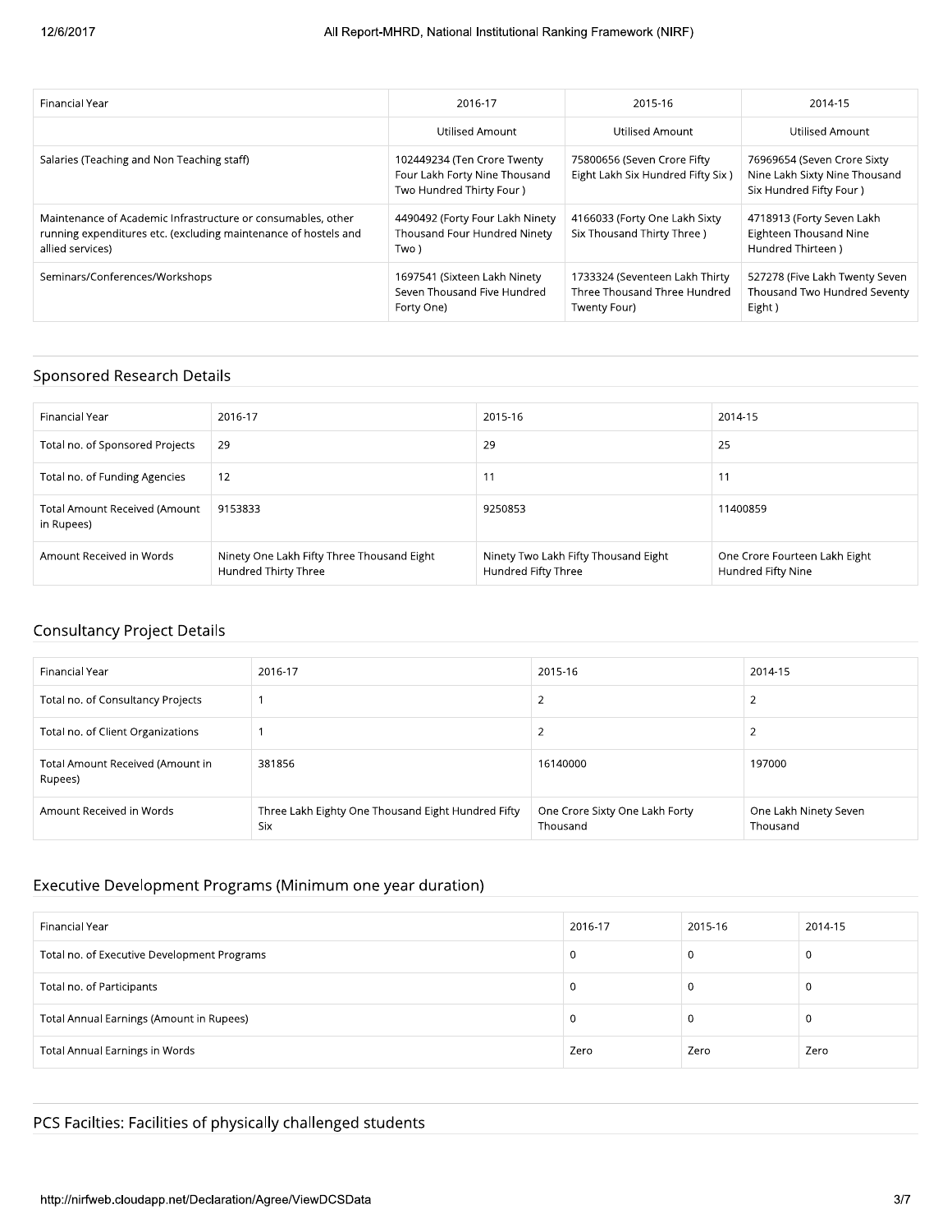| Financial Year | 2016-17 | 2015-16 | 2014-15 |
|---|---|---|---|
| | Utilised Amount | Utilised Amount | Utilised Amount |
| Salaries (Teaching and Non Teaching staff) | 102449234 (Ten Crore Twenty Four Lakh Forty Nine Thousand Two Hundred Thirty Four ) | 75800656 (Seven Crore Fifty Eight Lakh Six Hundred Fifty Six ) | 76969654 (Seven Crore Sixty Nine Lakh Sixty Nine Thousand Six Hundred Fifty Four ) |
| Maintenance of Academic Infrastructure or consumables, other running expenditures etc. (excluding maintenance of hostels and allied services) | 4490492 (Forty Four Lakh Ninety Thousand Four Hundred Ninety Two ) | 4166033 (Forty One Lakh Sixty Six Thousand Thirty Three ) | 4718913 (Forty Seven Lakh Eighteen Thousand Nine Hundred Thirteen ) |
| Seminars/Conferences/Workshops | 1697541 (Sixteen Lakh Ninety Seven Thousand Five Hundred Forty One) | 1733324 (Seventeen Lakh Thirty Three Thousand Three Hundred Twenty Four) | 527278 (Five Lakh Twenty Seven Thousand Two Hundred Seventy Eight ) |

## Sponsored Research Details

| Financial Year | 2016-17 | 2015-16 | 2014-15 |
|---|---|---|---|
| Total no. of Sponsored Projects | 29 | 29 | 25 |
| Total no. of Funding Agencies | 12 | 11 | 11 |
| Total Amount Received (Amount in Rupees) | 9153833 | 9250853 | 11400859 |
| Amount Received in Words | Ninety One Lakh Fifty Three Thousand Eight Hundred Thirty Three | Ninety Two Lakh Fifty Thousand Eight Hundred Fifty Three | One Crore Fourteen Lakh Eight Hundred Fifty Nine |

## Consultancy Project Details

| Financial Year | 2016-17 | 2015-16 | 2014-15 |
|---|---|---|---|
| Total no. of Consultancy Projects | 1 | 2 | 2 |
| Total no. of Client Organizations | 1 | 2 | 2 |
| Total Amount Received (Amount in Rupees) | 381856 | 16140000 | 197000 |
| Amount Received in Words | Three Lakh Eighty One Thousand Eight Hundred Fifty Six | One Crore Sixty One Lakh Forty Thousand | One Lakh Ninety Seven Thousand |

## Executive Development Programs (Minimum one year duration)

| Financial Year | 2016-17 | 2015-16 | 2014-15 |
|---|---|---|---|
| Total no. of Executive Development Programs | 0 | 0 | 0 |
| Total no. of Participants | 0 | 0 | 0 |
| Total Annual Earnings (Amount in Rupees) | 0 | 0 | 0 |
| Total Annual Earnings in Words | Zero | Zero | Zero |

## PCS Facilties: Facilities of physically challenged students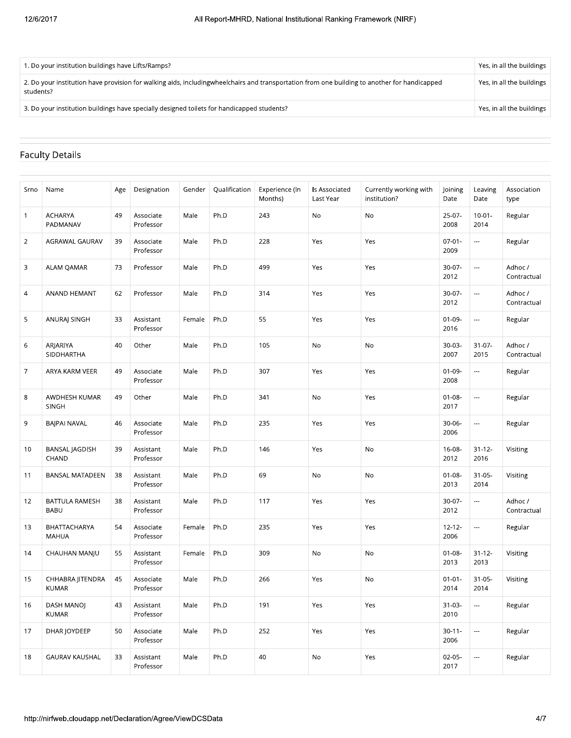| 1. Do your institution buildings have Lifts/Ramps? | Yes, in all the buildings |
|---|---|
| 2. Do your institution have provision for walking aids, includingwheelchairs and transportation from one building to another for handicapped students? | Yes, in all the buildings |
| 3. Do your institution buildings have specially designed toilets for handicapped students? | Yes, in all the buildings |

## Faculty Details

| Srno | Name | Age | Designation | Gender | Qualification | Experience (In Months) | Is Associated Last Year | Currently working with institution? | Joining Date | Leaving Date | Association type |
|---|---|---|---|---|---|---|---|---|---|---|---|
| 1 | ACHARYA PADMANAV | 49 | Associate Professor | Male | Ph.D | 243 | No | No | 25-07-2008 | 10-01-2014 | Regular |
| 2 | AGRAWAL GAURAV | 39 | Associate Professor | Male | Ph.D | 228 | Yes | Yes | 07-01-2009 | --- | Regular |
| 3 | ALAM QAMAR | 73 | Professor | Male | Ph.D | 499 | Yes | Yes | 30-07-2012 | --- | Adhoc / Contractual |
| 4 | ANAND HEMANT | 62 | Professor | Male | Ph.D | 314 | Yes | Yes | 30-07-2012 | --- | Adhoc / Contractual |
| 5 | ANURAJ SINGH | 33 | Assistant Professor | Female | Ph.D | 55 | Yes | Yes | 01-09-2016 | --- | Regular |
| 6 | ARJARIYA SIDDHARTHA | 40 | Other | Male | Ph.D | 105 | No | No | 30-03-2007 | 31-07-2015 | Adhoc / Contractual |
| 7 | ARYA KARM VEER | 49 | Associate Professor | Male | Ph.D | 307 | Yes | Yes | 01-09-2008 | --- | Regular |
| 8 | AWDHESH KUMAR SINGH | 49 | Other | Male | Ph.D | 341 | No | Yes | 01-08-2017 | --- | Regular |
| 9 | BAJPAI NAVAL | 46 | Associate Professor | Male | Ph.D | 235 | Yes | Yes | 30-06-2006 | --- | Regular |
| 10 | BANSAL JAGDISH CHAND | 39 | Assistant Professor | Male | Ph.D | 146 | Yes | No | 16-08-2012 | 31-12-2016 | Visiting |
| 11 | BANSAL MATADEEN | 38 | Assistant Professor | Male | Ph.D | 69 | No | No | 01-08-2013 | 31-05-2014 | Visiting |
| 12 | BATTULA RAMESH BABU | 38 | Assistant Professor | Male | Ph.D | 117 | Yes | Yes | 30-07-2012 | --- | Adhoc / Contractual |
| 13 | BHATTACHARYA MAHUA | 54 | Associate Professor | Female | Ph.D | 235 | Yes | Yes | 12-12-2006 | --- | Regular |
| 14 | CHAUHAN MANJU | 55 | Assistant Professor | Female | Ph.D | 309 | No | No | 01-08-2013 | 31-12-2013 | Visiting |
| 15 | CHHABRA JITENDRA KUMAR | 45 | Associate Professor | Male | Ph.D | 266 | Yes | No | 01-01-2014 | 31-05-2014 | Visiting |
| 16 | DASH MANOJ KUMAR | 43 | Assistant Professor | Male | Ph.D | 191 | Yes | Yes | 31-03-2010 | --- | Regular |
| 17 | DHAR JOYDEEP | 50 | Associate Professor | Male | Ph.D | 252 | Yes | Yes | 30-11-2006 | --- | Regular |
| 18 | GAURAV KAUSHAL | 33 | Assistant Professor | Male | Ph.D | 40 | No | Yes | 02-05-2017 | --- | Regular |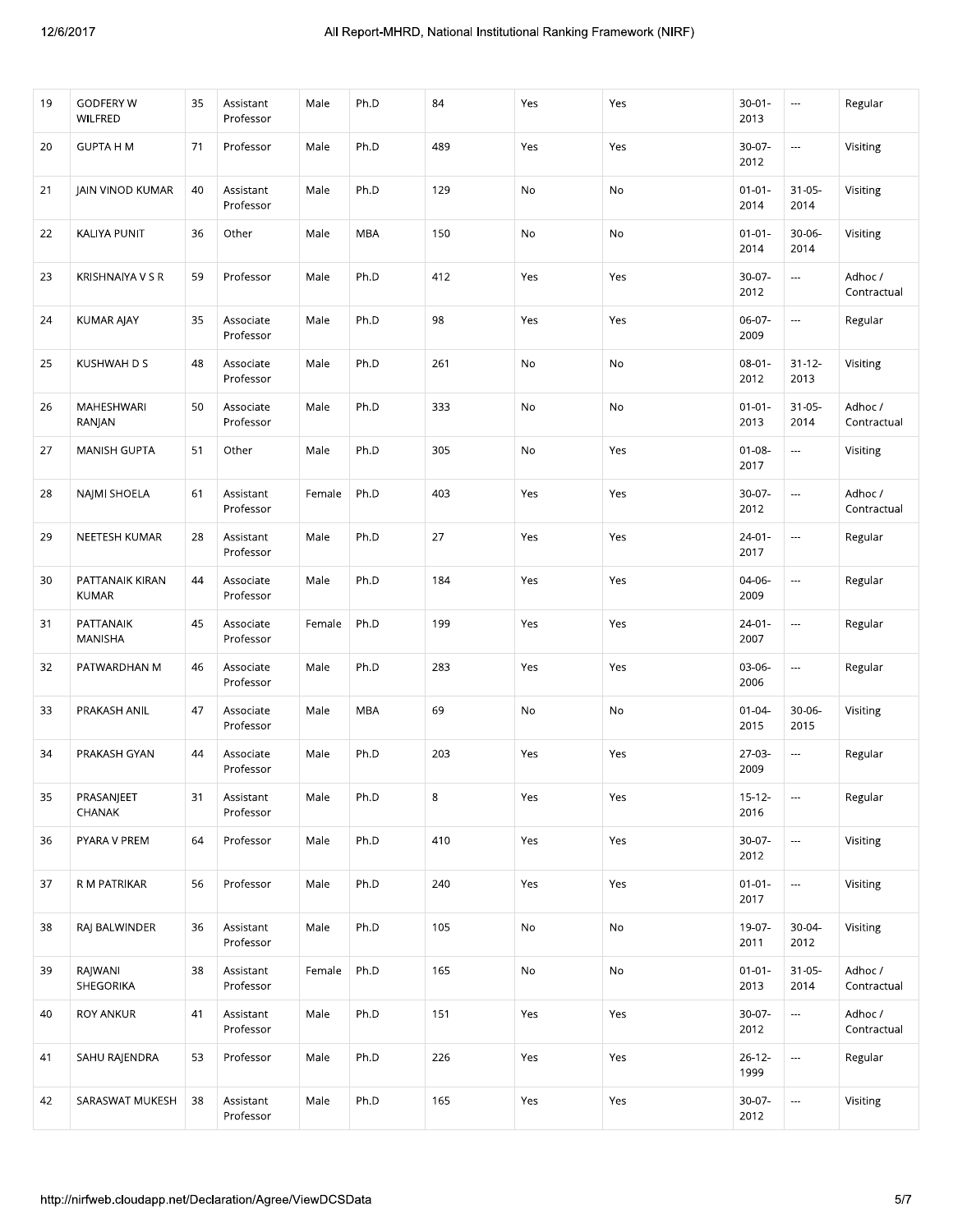| 19 | GODFERY W WILFRED | 35 | Assistant Professor | Male | Ph.D | 84 | Yes | Yes | 30-01-2013 | --- | Regular |
|---|---|---|---|---|---|---|---|---|---|---|---|
| 20 | GUPTA H M | 71 | Professor | Male | Ph.D | 489 | Yes | Yes | 30-07-2012 | --- | Visiting |
| 21 | JAIN VINOD KUMAR | 40 | Assistant Professor | Male | Ph.D | 129 | No | No | 01-01-2014 | 31-05-2014 | Visiting |
| 22 | KALIYA PUNIT | 36 | Other | Male | MBA | 150 | No | No | 01-01-2014 | 30-06-2014 | Visiting |
| 23 | KRISHNAIYA V S R | 59 | Professor | Male | Ph.D | 412 | Yes | Yes | 30-07-2012 | --- | Adhoc / Contractual |
| 24 | KUMAR AJAY | 35 | Associate Professor | Male | Ph.D | 98 | Yes | Yes | 06-07-2009 | --- | Regular |
| 25 | KUSHWAH D S | 48 | Associate Professor | Male | Ph.D | 261 | No | No | 08-01-2012 | 31-12-2013 | Visiting |
| 26 | MAHESHWARI RANJAN | 50 | Associate Professor | Male | Ph.D | 333 | No | No | 01-01-2013 | 31-05-2014 | Adhoc / Contractual |
| 27 | MANISH GUPTA | 51 | Other | Male | Ph.D | 305 | No | Yes | 01-08-2017 | --- | Visiting |
| 28 | NAJMI SHOELA | 61 | Assistant Professor | Female | Ph.D | 403 | Yes | Yes | 30-07-2012 | --- | Adhoc / Contractual |
| 29 | NEETESH KUMAR | 28 | Assistant Professor | Male | Ph.D | 27 | Yes | Yes | 24-01-2017 | --- | Regular |
| 30 | PATTANAIK KIRAN KUMAR | 44 | Associate Professor | Male | Ph.D | 184 | Yes | Yes | 04-06-2009 | --- | Regular |
| 31 | PATTANAIK MANISHA | 45 | Associate Professor | Female | Ph.D | 199 | Yes | Yes | 24-01-2007 | --- | Regular |
| 32 | PATWARDHAN M | 46 | Associate Professor | Male | Ph.D | 283 | Yes | Yes | 03-06-2006 | --- | Regular |
| 33 | PRAKASH ANIL | 47 | Associate Professor | Male | MBA | 69 | No | No | 01-04-2015 | 30-06-2015 | Visiting |
| 34 | PRAKASH GYAN | 44 | Associate Professor | Male | Ph.D | 203 | Yes | Yes | 27-03-2009 | --- | Regular |
| 35 | PRASANJEET CHANAK | 31 | Assistant Professor | Male | Ph.D | 8 | Yes | Yes | 15-12-2016 | --- | Regular |
| 36 | PYARA V PREM | 64 | Professor | Male | Ph.D | 410 | Yes | Yes | 30-07-2012 | --- | Visiting |
| 37 | R M PATRIKAR | 56 | Professor | Male | Ph.D | 240 | Yes | Yes | 01-01-2017 | --- | Visiting |
| 38 | RAJ BALWINDER | 36 | Assistant Professor | Male | Ph.D | 105 | No | No | 19-07-2011 | 30-04-2012 | Visiting |
| 39 | RAJWANI SHEGORIKA | 38 | Assistant Professor | Female | Ph.D | 165 | No | No | 01-01-2013 | 31-05-2014 | Adhoc / Contractual |
| 40 | ROY ANKUR | 41 | Assistant Professor | Male | Ph.D | 151 | Yes | Yes | 30-07-2012 | --- | Adhoc / Contractual |
| 41 | SAHU RAJENDRA | 53 | Professor | Male | Ph.D | 226 | Yes | Yes | 26-12-1999 | --- | Regular |
| 42 | SARASWAT MUKESH | 38 | Assistant Professor | Male | Ph.D | 165 | Yes | Yes | 30-07-2012 | --- | Visiting |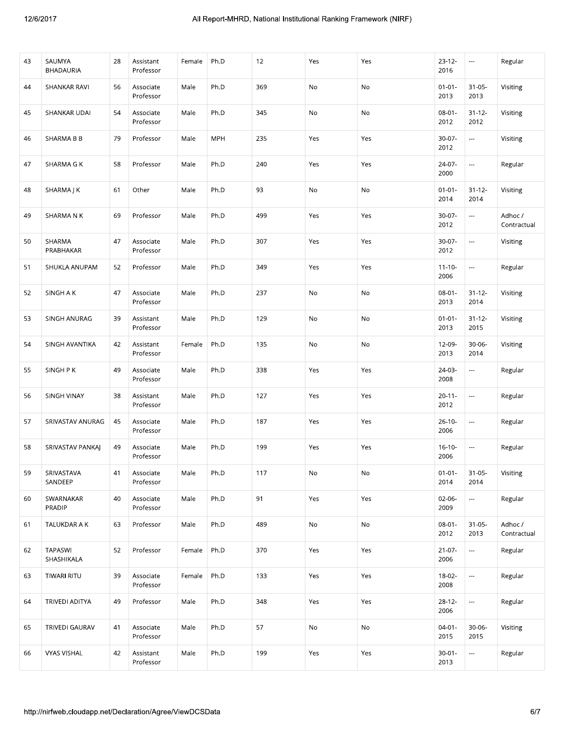| 43 | SAUMYA BHADAURIA | 28 | Assistant Professor | Female | Ph.D | 12 | Yes | Yes | 23-12-2016 | --- | Regular |
|---|---|---|---|---|---|---|---|---|---|---|---|
| 44 | SHANKAR RAVI | 56 | Associate Professor | Male | Ph.D | 369 | No | No | 01-01-2013 | 31-05-2013 | Visiting |
| 45 | SHANKAR UDAI | 54 | Associate Professor | Male | Ph.D | 345 | No | No | 08-01-2012 | 31-12-2012 | Visiting |
| 46 | SHARMA B B | 79 | Professor | Male | MPH | 235 | Yes | Yes | 30-07-2012 | --- | Visiting |
| 47 | SHARMA G K | 58 | Professor | Male | Ph.D | 240 | Yes | Yes | 24-07-2000 | --- | Regular |
| 48 | SHARMA J K | 61 | Other | Male | Ph.D | 93 | No | No | 01-01-2014 | 31-12-2014 | Visiting |
| 49 | SHARMA N K | 69 | Professor | Male | Ph.D | 499 | Yes | Yes | 30-07-2012 | --- | Adhoc / Contractual |
| 50 | SHARMA PRABHAKAR | 47 | Associate Professor | Male | Ph.D | 307 | Yes | Yes | 30-07-2012 | --- | Visiting |
| 51 | SHUKLA ANUPAM | 52 | Professor | Male | Ph.D | 349 | Yes | Yes | 11-10-2006 | --- | Regular |
| 52 | SINGH A K | 47 | Associate Professor | Male | Ph.D | 237 | No | No | 08-01-2013 | 31-12-2014 | Visiting |
| 53 | SINGH ANURAG | 39 | Assistant Professor | Male | Ph.D | 129 | No | No | 01-01-2013 | 31-12-2015 | Visiting |
| 54 | SINGH AVANTIKA | 42 | Assistant Professor | Female | Ph.D | 135 | No | No | 12-09-2013 | 30-06-2014 | Visiting |
| 55 | SINGH P K | 49 | Associate Professor | Male | Ph.D | 338 | Yes | Yes | 24-03-2008 | --- | Regular |
| 56 | SINGH VINAY | 38 | Assistant Professor | Male | Ph.D | 127 | Yes | Yes | 20-11-2012 | --- | Regular |
| 57 | SRIVASTAV ANURAG | 45 | Associate Professor | Male | Ph.D | 187 | Yes | Yes | 26-10-2006 | --- | Regular |
| 58 | SRIVASTAV PANKAJ | 49 | Associate Professor | Male | Ph.D | 199 | Yes | Yes | 16-10-2006 | --- | Regular |
| 59 | SRIVASTAVA SANDEEP | 41 | Associate Professor | Male | Ph.D | 117 | No | No | 01-01-2014 | 31-05-2014 | Visiting |
| 60 | SWARNAKAR PRADIP | 40 | Associate Professor | Male | Ph.D | 91 | Yes | Yes | 02-06-2009 | --- | Regular |
| 61 | TALUKDAR A K | 63 | Professor | Male | Ph.D | 489 | No | No | 08-01-2012 | 31-05-2013 | Adhoc / Contractual |
| 62 | TAPASWI SHASHIKALA | 52 | Professor | Female | Ph.D | 370 | Yes | Yes | 21-07-2006 | --- | Regular |
| 63 | TIWARI RITU | 39 | Associate Professor | Female | Ph.D | 133 | Yes | Yes | 18-02-2008 | --- | Regular |
| 64 | TRIVEDI ADITYA | 49 | Professor | Male | Ph.D | 348 | Yes | Yes | 28-12-2006 | --- | Regular |
| 65 | TRIVEDI GAURAV | 41 | Associate Professor | Male | Ph.D | 57 | No | No | 04-01-2015 | 30-06-2015 | Visiting |
| 66 | VYAS VISHAL | 42 | Assistant Professor | Male | Ph.D | 199 | Yes | Yes | 30-01-2013 | --- | Regular |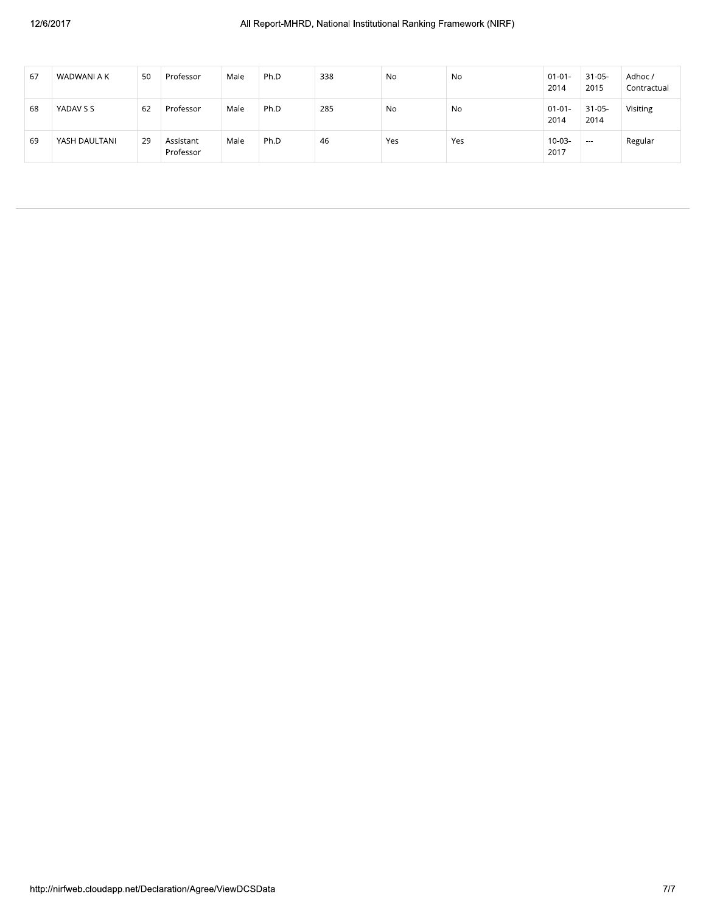| | | | | | | | | | | | |
|---|---|---|---|---|---|---|---|---|---|---|---|
| 67 | WADWANI A K | 50 | Professor | Male | Ph.D | 338 | No | No | 01-01-2014 | 31-05-2015 | Adhoc / Contractual |
| 68 | YADAV S S | 62 | Professor | Male | Ph.D | 285 | No | No | 01-01-2014 | 31-05-2014 | Visiting |
| 69 | YASH DAULTANI | 29 | Assistant Professor | Male | Ph.D | 46 | Yes | Yes | 10-03-2017 | --- | Regular |